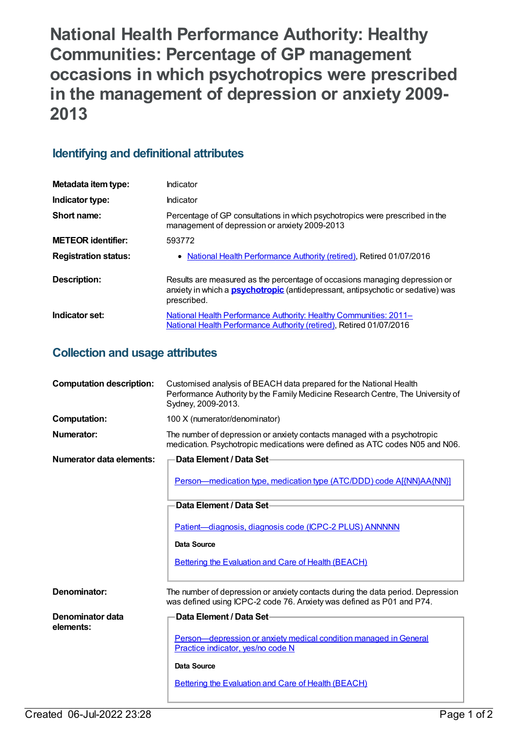# National Health Performance Authority: Healthy Communities: Percentage of GP management occasions in which psychotropics were prescribed in the management of depression or anxiety 2009-2013

## Identifying and definitional attributes

| | |
|---|---|
| **Metadata item type:** | Indicator |
| **Indicator type:** | Indicator |
| **Short name:** | Percentage of GP consultations in which psychotropics were prescribed in the management of depression or anxiety 2009-2013 |
| **METEOR identifier:** | 593772 |
| **Registration status:** | • National Health Performance Authority (retired), Retired 01/07/2016 |
| **Description:** | Results are measured as the percentage of occasions managing depression or anxiety in which a **psychotropic** (antidepressant, antipsychotic or sedative) was prescribed. |
| **Indicator set:** | National Health Performance Authority: Healthy Communities: 2011– National Health Performance Authority (retired), Retired 01/07/2016 |

## Collection and usage attributes

**Computation description:** Customised analysis of BEACH data prepared for the National Health Performance Authority by the Family Medicine Research Centre, The University of Sydney, 2009-2013.

**Computation:** 100 X (numerator/denominator)

**Numerator:** The number of depression or anxiety contacts managed with a psychotropic medication. Psychotropic medications were defined as ATC codes N05 and N06.

**Numerator data elements:**

**Data Element / Data Set**

Person—medication type, medication type (ATC/DDD) code A[{NN}AA{NN}]

**Data Element / Data Set**

Patient—diagnosis, diagnosis code (ICPC-2 PLUS) ANNNNN

**Data Source**

Bettering the Evaluation and Care of Health (BEACH)

**Denominator:** The number of depression or anxiety contacts during the data period. Depression was defined using ICPC-2 code 76. Anxiety was defined as P01 and P74.

**Denominator data elements:**

**Data Element / Data Set**

Person—depression or anxiety medical condition managed in General Practice indicator, yes/no code N

**Data Source**

Bettering the Evaluation and Care of Health (BEACH)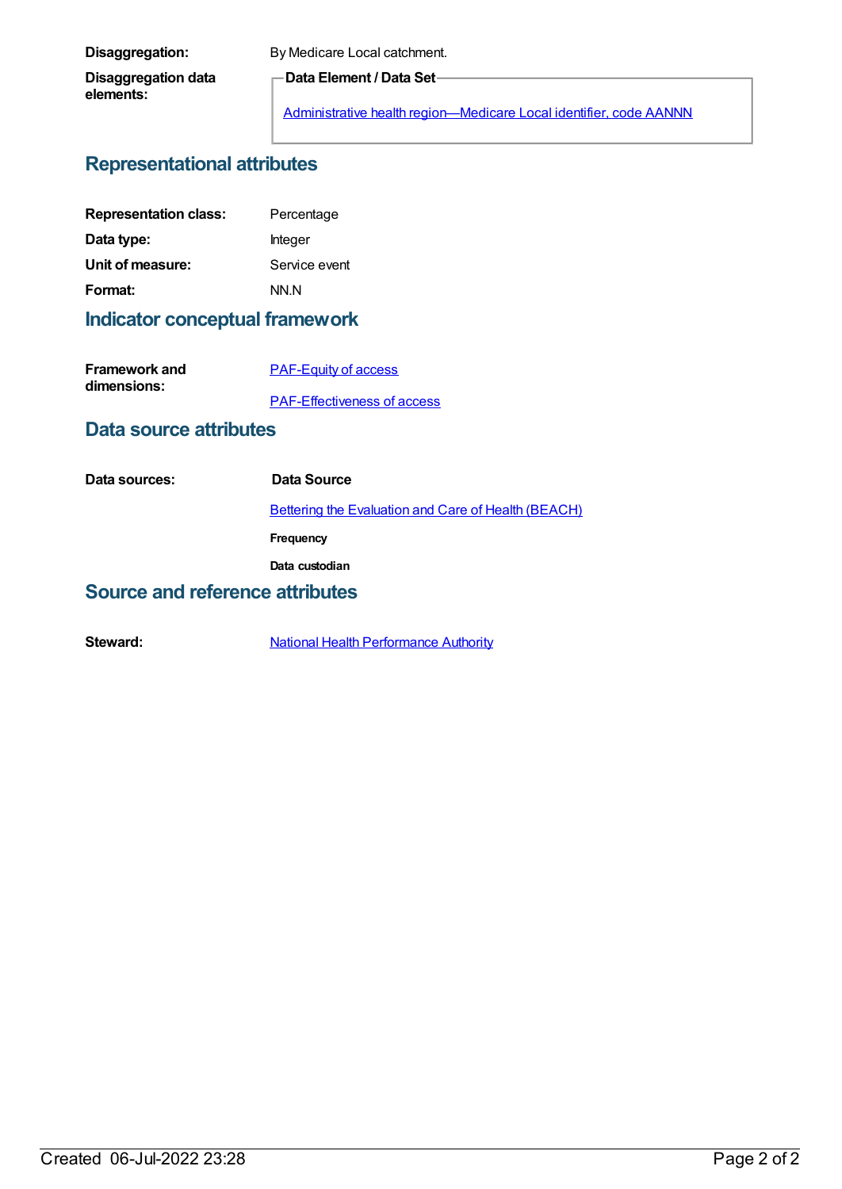**Disaggregation:** By Medicare Local catchment.

**Disaggregation data elements:**

**Data Element / Data Set**

Administrative health region—Medicare Local identifier, code AANNN

## Representational attributes

**Representation class:** Percentage

**Data type:** Integer

**Unit of measure:** Service event

**Format:** NN.N

## Indicator conceptual framework

**Framework and dimensions:**

PAF-Equity of access

PAF-Effectiveness of access

## Data source attributes

**Data sources:**

**Data Source**

Bettering the Evaluation and Care of Health (BEACH)

**Frequency**

**Data custodian**

## Source and reference attributes

**Steward:** National Health Performance Authority